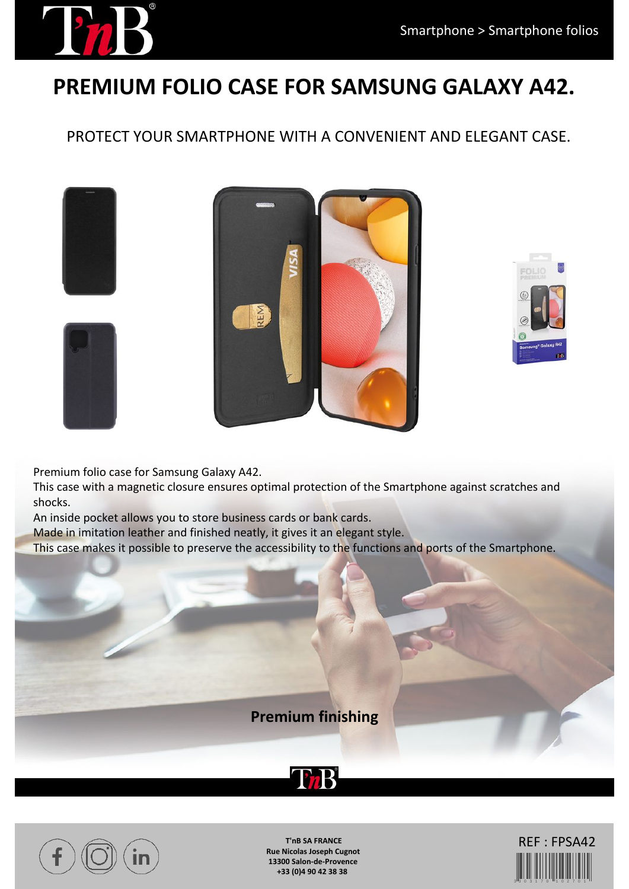Smartphone > Smartphone folios

# PREMIUM FOLIO CASE FOR SAMSUNG GALAXY A42.

PROTECT YOUR SMARTPHONE WITH A CONVENIENT AND ELEGANT CASE.

Premium folio case for Samsung Galaxy A42.
This case with a magnetic closure ensures optimal protection of the Smartphone against scratches and shocks.
An inside pocket allows you to store business cards or bank cards.
Made in imitation leather and finished neatly, it gives it an elegant style.
This case makes it possible to preserve the accessibility to the functions and ports of the Smartphone.

**Premium finishing**

**T'nB SA FRANCE**
**Rue Nicolas Joseph Cugnot**
**13300 Salon-de-Provence**
**+33 (0)4 90 42 38 38**

REF : FPSA42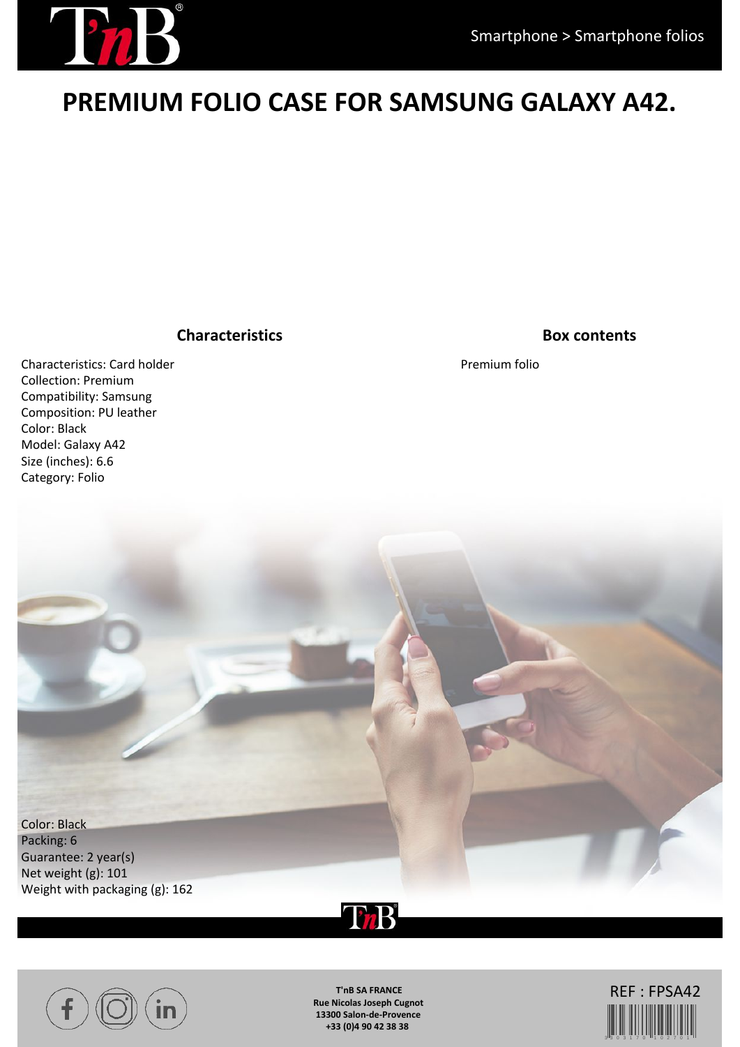Smartphone > Smartphone folios

# PREMIUM FOLIO CASE FOR SAMSUNG GALAXY A42.

## Characteristics

Characteristics: Card holder
Collection: Premium
Compatibility: Samsung
Composition: PU leather
Color: Black
Model: Galaxy A42
Size (inches): 6.6
Category: Folio

## Box contents

Premium folio

Color: Black
Packing: 6
Guarantee: 2 year(s)
Net weight (g): 101
Weight with packaging (g): 162

**T'nB SA FRANCE**
**Rue Nicolas Joseph Cugnot**
**13300 Salon-de-Provence**
**+33 (0)4 90 42 38 38**

REF : FPSA42